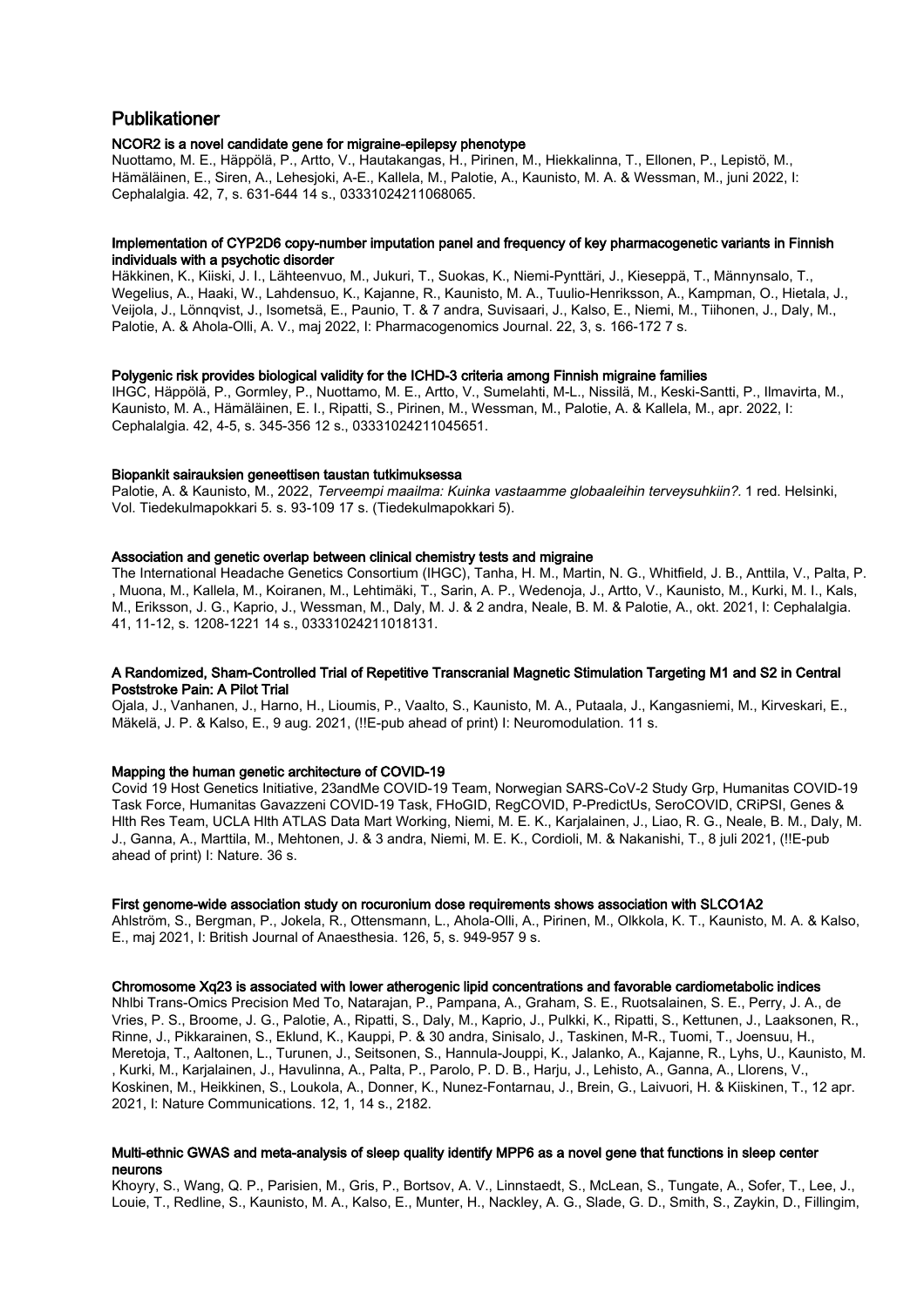# Publikationer

### NCOR2 is a novel candidate gene for migraine-epilepsy phenotype

Nuottamo, M. E., Häppölä, P., Artto, V., Hautakangas, H., Pirinen, M., Hiekkalinna, T., Ellonen, P., Lepistö, M., Hämäläinen, E., Siren, A., Lehesjoki, A-E., Kallela, M., Palotie, A., Kaunisto, M. A. & Wessman, M., juni 2022, I: Cephalalgia. 42, 7, s. 631-644 14 s., 03331024211068065.

### Implementation of CYP2D6 copy-number imputation panel and frequency of key pharmacogenetic variants in Finnish individuals with a psychotic disorder

Häkkinen, K., Kiiski, J. I., Lähteenvuo, M., Jukuri, T., Suokas, K., Niemi-Pynttäri, J., Kieseppä, T., Männynsalo, T., Wegelius, A., Haaki, W., Lahdensuo, K., Kajanne, R., Kaunisto, M. A., Tuulio-Henriksson, A., Kampman, O., Hietala, J., Veijola, J., Lönnqvist, J., Isometsä, E., Paunio, T. & 7 andra, Suvisaari, J., Kalso, E., Niemi, M., Tiihonen, J., Daly, M., Palotie, A. & Ahola-Olli, A. V., maj 2022, I: Pharmacogenomics Journal. 22, 3, s. 166-172 7 s.

### Polygenic risk provides biological validity for the ICHD-3 criteria among Finnish migraine families

IHGC, Häppölä, P., Gormley, P., Nuottamo, M. E., Artto, V., Sumelahti, M-L., Nissilä, M., Keski-Santti, P., Ilmavirta, M., Kaunisto, M. A., Hämäläinen, E. I., Ripatti, S., Pirinen, M., Wessman, M., Palotie, A. & Kallela, M., apr. 2022, I: Cephalalgia. 42, 4-5, s. 345-356 12 s., 03331024211045651.

### Biopankit sairauksien geneettisen taustan tutkimuksessa

Palotie, A. & Kaunisto, M., 2022, *Terveempi maailma: Kuinka vastaamme globaaleihin terveysuhkiin?.* 1 red. Helsinki, Vol. Tiedekulmapokkari 5. s. 93-109 17 s. (Tiedekulmapokkari 5).

### Association and genetic overlap between clinical chemistry tests and migraine

The International Headache Genetics Consortium (IHGC), Tanha, H. M., Martin, N. G., Whitfield, J. B., Anttila, V., Palta, P. , Muona, M., Kallela, M., Koiranen, M., Lehtimäki, T., Sarin, A. P., Wedenoja, J., Artto, V., Kaunisto, M., Kurki, M. I., Kals, M., Eriksson, J. G., Kaprio, J., Wessman, M., Daly, M. J. & 2 andra, Neale, B. M. & Palotie, A., okt. 2021, I: Cephalalgia. 41, 11-12, s. 1208-1221 14 s., 03331024211018131.

### A Randomized, Sham-Controlled Trial of Repetitive Transcranial Magnetic Stimulation Targeting M1 and S2 in Central Poststroke Pain: A Pilot Trial

Ojala, J., Vanhanen, J., Harno, H., Lioumis, P., Vaalto, S., Kaunisto, M. A., Putaala, J., Kangasniemi, M., Kirveskari, E., Mäkelä, J. P. & Kalso, E., 9 aug. 2021, (!!E-pub ahead of print) I: Neuromodulation. 11 s.

### Mapping the human genetic architecture of COVID-19

Covid 19 Host Genetics Initiative, 23andMe COVID-19 Team, Norwegian SARS-CoV-2 Study Grp, Humanitas COVID-19 Task Force, Humanitas Gavazzeni COVID-19 Task, FHoGID, RegCOVID, P-PredictUs, SeroCOVID, CRiPSI, Genes & Hlth Res Team, UCLA Hlth ATLAS Data Mart Working, Niemi, M. E. K., Karjalainen, J., Liao, R. G., Neale, B. M., Daly, M. J., Ganna, A., Marttila, M., Mehtonen, J. & 3 andra, Niemi, M. E. K., Cordioli, M. & Nakanishi, T., 8 juli 2021, (!!E-pub ahead of print) I: Nature. 36 s.

### First genome-wide association study on rocuronium dose requirements shows association with SLCO1A2

Ahlström, S., Bergman, P., Jokela, R., Ottensmann, L., Ahola-Olli, A., Pirinen, M., Olkkola, K. T., Kaunisto, M. A. & Kalso, E., maj 2021, I: British Journal of Anaesthesia. 126, 5, s. 949-957 9 s.

### Chromosome Xq23 is associated with lower atherogenic lipid concentrations and favorable cardiometabolic indices

Nhlbi Trans-Omics Precision Med To, Natarajan, P., Pampana, A., Graham, S. E., Ruotsalainen, S. E., Perry, J. A., de Vries, P. S., Broome, J. G., Palotie, A., Ripatti, S., Daly, M., Kaprio, J., Pulkki, K., Ripatti, S., Kettunen, J., Laaksonen, R., Rinne, J., Pikkarainen, S., Eklund, K., Kauppi, P. & 30 andra, Sinisalo, J., Taskinen, M-R., Tuomi, T., Joensuu, H., Meretoja, T., Aaltonen, L., Turunen, J., Seitsonen, S., Hannula-Jouppi, K., Jalanko, A., Kajanne, R., Lyhs, U., Kaunisto, M. , Kurki, M., Karjalainen, J., Havulinna, A., Palta, P., Parolo, P. D. B., Harju, J., Lehisto, A., Ganna, A., Llorens, V., Koskinen, M., Heikkinen, S., Loukola, A., Donner, K., Nunez-Fontarnau, J., Brein, G., Laivuori, H. & Kiiskinen, T., 12 apr. 2021, I: Nature Communications. 12, 1, 14 s., 2182.

### Multi-ethnic GWAS and meta-analysis of sleep quality identify MPP6 as a novel gene that functions in sleep center neurons

Khoyry, S., Wang, Q. P., Parisien, M., Gris, P., Bortsov, A. V., Linnstaedt, S., McLean, S., Tungate, A., Sofer, T., Lee, J., Louie, T., Redline, S., Kaunisto, M. A., Kalso, E., Munter, H., Nackley, A. G., Slade, G. D., Smith, S., Zaykin, D., Fillingim,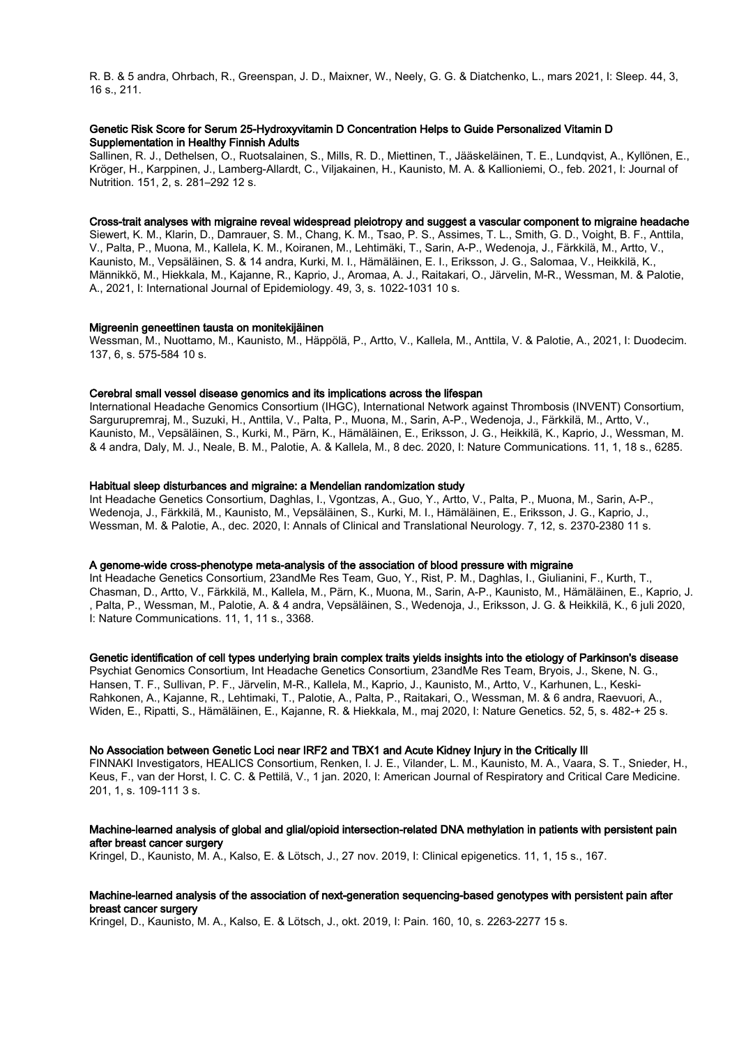R. B. & 5 andra, Ohrbach, R., Greenspan, J. D., Maixner, W., Neely, G. G. & Diatchenko, L., mars 2021, I: Sleep. 44, 3, 16 s., 211.

**Genetic Risk Score for Serum 25-Hydroxyvitamin D Concentration Helps to Guide Personalized Vitamin D Supplementation in Healthy Finnish Adults**

Sallinen, R. J., Dethelsen, O., Ruotsalainen, S., Mills, R. D., Miettinen, T., Jääskeläinen, T. E., Lundqvist, A., Kyllönen, E., Kröger, H., Karppinen, J., Lamberg-Allardt, C., Viljakainen, H., Kaunisto, M. A. & Kallioniemi, O., feb. 2021, I: Journal of Nutrition. 151, 2, s. 281–292 12 s.

**Cross-trait analyses with migraine reveal widespread pleiotropy and suggest a vascular component to migraine headache**

Siewert, K. M., Klarin, D., Damrauer, S. M., Chang, K. M., Tsao, P. S., Assimes, T. L., Smith, G. D., Voight, B. F., Anttila, V., Palta, P., Muona, M., Kallela, K. M., Koiranen, M., Lehtimäki, T., Sarin, A-P., Wedenoja, J., Färkkilä, M., Artto, V., Kaunisto, M., Vepsäläinen, S. & 14 andra, Kurki, M. I., Hämäläinen, E. I., Eriksson, J. G., Salomaa, V., Heikkilä, K., Männikkö, M., Hiekkala, M., Kajanne, R., Kaprio, J., Aromaa, A. J., Raitakari, O., Järvelin, M-R., Wessman, M. & Palotie, A., 2021, I: International Journal of Epidemiology. 49, 3, s. 1022-1031 10 s.

**Migreenin geneettinen tausta on monitekijäinen**

Wessman, M., Nuottamo, M., Kaunisto, M., Häppölä, P., Artto, V., Kallela, M., Anttila, V. & Palotie, A., 2021, I: Duodecim. 137, 6, s. 575-584 10 s.

**Cerebral small vessel disease genomics and its implications across the lifespan**

International Headache Genomics Consortium (IHGC), International Network against Thrombosis (INVENT) Consortium, Sargurupremraj, M., Suzuki, H., Anttila, V., Palta, P., Muona, M., Sarin, A-P., Wedenoja, J., Färkkilä, M., Artto, V., Kaunisto, M., Vepsäläinen, S., Kurki, M., Pärn, K., Hämäläinen, E., Eriksson, J. G., Heikkilä, K., Kaprio, J., Wessman, M. & 4 andra, Daly, M. J., Neale, B. M., Palotie, A. & Kallela, M., 8 dec. 2020, I: Nature Communications. 11, 1, 18 s., 6285.

**Habitual sleep disturbances and migraine: a Mendelian randomization study**

Int Headache Genetics Consortium, Daghlas, I., Vgontzas, A., Guo, Y., Artto, V., Palta, P., Muona, M., Sarin, A-P., Wedenoja, J., Färkkilä, M., Kaunisto, M., Vepsäläinen, S., Kurki, M. I., Hämäläinen, E., Eriksson, J. G., Kaprio, J., Wessman, M. & Palotie, A., dec. 2020, I: Annals of Clinical and Translational Neurology. 7, 12, s. 2370-2380 11 s.

**A genome-wide cross-phenotype meta-analysis of the association of blood pressure with migraine**

Int Headache Genetics Consortium, 23andMe Res Team, Guo, Y., Rist, P. M., Daghlas, I., Giulianini, F., Kurth, T., Chasman, D., Artto, V., Färkkilä, M., Kallela, M., Pärn, K., Muona, M., Sarin, A-P., Kaunisto, M., Hämäläinen, E., Kaprio, J. , Palta, P., Wessman, M., Palotie, A. & 4 andra, Vepsäläinen, S., Wedenoja, J., Eriksson, J. G. & Heikkilä, K., 6 juli 2020, I: Nature Communications. 11, 1, 11 s., 3368.

**Genetic identification of cell types underlying brain complex traits yields insights into the etiology of Parkinson's disease**

Psychiat Genomics Consortium, Int Headache Genetics Consortium, 23andMe Res Team, Bryois, J., Skene, N. G., Hansen, T. F., Sullivan, P. F., Järvelin, M-R., Kallela, M., Kaprio, J., Kaunisto, M., Artto, V., Karhunen, L., Keski-Rahkonen, A., Kajanne, R., Lehtimaki, T., Palotie, A., Palta, P., Raitakari, O., Wessman, M. & 6 andra, Raevuori, A., Widen, E., Ripatti, S., Hämäläinen, E., Kajanne, R. & Hiekkala, M., maj 2020, I: Nature Genetics. 52, 5, s. 482-+ 25 s.

**No Association between Genetic Loci near IRF2 and TBX1 and Acute Kidney Injury in the Critically Ill**

FINNAKI Investigators, HEALICS Consortium, Renken, I. J. E., Vilander, L. M., Kaunisto, M. A., Vaara, S. T., Snieder, H., Keus, F., van der Horst, I. C. C. & Pettilä, V., 1 jan. 2020, I: American Journal of Respiratory and Critical Care Medicine. 201, 1, s. 109-111 3 s.

**Machine-learned analysis of global and glial/opioid intersection-related DNA methylation in patients with persistent pain after breast cancer surgery**

Kringel, D., Kaunisto, M. A., Kalso, E. & Lötsch, J., 27 nov. 2019, I: Clinical epigenetics. 11, 1, 15 s., 167.

**Machine-learned analysis of the association of next-generation sequencing-based genotypes with persistent pain after breast cancer surgery**

Kringel, D., Kaunisto, M. A., Kalso, E. & Lötsch, J., okt. 2019, I: Pain. 160, 10, s. 2263-2277 15 s.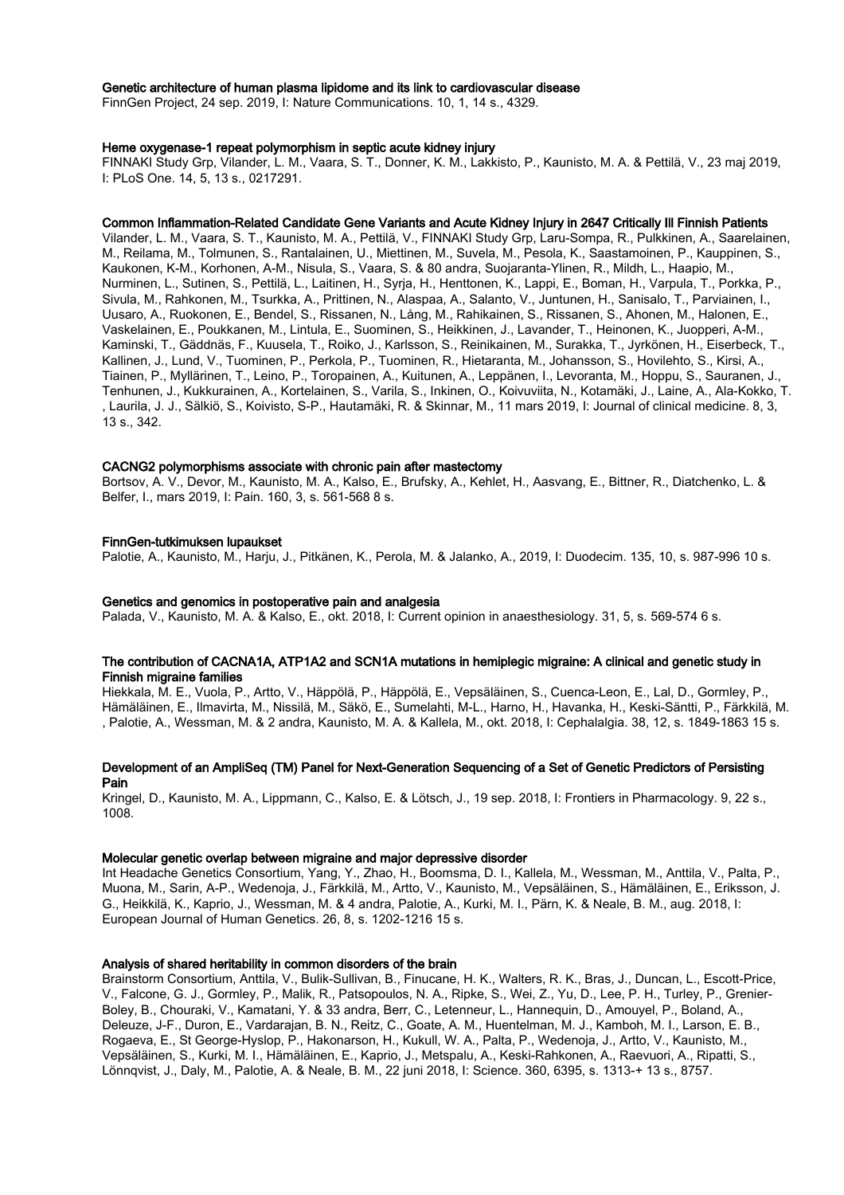**Genetic architecture of human plasma lipidome and its link to cardiovascular disease**

FinnGen Project, 24 sep. 2019, I: Nature Communications. 10, 1, 14 s., 4329.

**Heme oxygenase-1 repeat polymorphism in septic acute kidney injury**

FINNAKI Study Grp, Vilander, L. M., Vaara, S. T., Donner, K. M., Lakkisto, P., Kaunisto, M. A. & Pettilä, V., 23 maj 2019, I: PLoS One. 14, 5, 13 s., 0217291.

**Common Inflammation-Related Candidate Gene Variants and Acute Kidney Injury in 2647 Critically Ill Finnish Patients**

Vilander, L. M., Vaara, S. T., Kaunisto, M. A., Pettilä, V., FINNAKI Study Grp, Laru-Sompa, R., Pulkkinen, A., Saarelainen, M., Reilama, M., Tolmunen, S., Rantalainen, U., Miettinen, M., Suvela, M., Pesola, K., Saastamoinen, P., Kauppinen, S., Kaukonen, K-M., Korhonen, A-M., Nisula, S., Vaara, S. & 80 andra, Suojaranta-Ylinen, R., Mildh, L., Haapio, M., Nurminen, L., Sutinen, S., Pettilä, L., Laitinen, H., Syrja, H., Henttonen, K., Lappi, E., Boman, H., Varpula, T., Porkka, P., Sivula, M., Rahkonen, M., Tsurkka, A., Prittinen, N., Alaspaa, A., Salanto, V., Juntunen, H., Sanisalo, T., Parviainen, I., Uusaro, A., Ruokonen, E., Bendel, S., Rissanen, N., Lång, M., Rahikainen, S., Rissanen, S., Ahonen, M., Halonen, E., Vaskelainen, E., Poukkanen, M., Lintula, E., Suominen, S., Heikkinen, J., Lavander, T., Heinonen, K., Juopperi, A-M., Kaminski, T., Gäddnäs, F., Kuusela, T., Roiko, J., Karlsson, S., Reinikainen, M., Surakka, T., Jyrkönen, H., Eiserbeck, T., Kallinen, J., Lund, V., Tuominen, P., Perkola, P., Tuominen, R., Hietaranta, M., Johansson, S., Hovilehto, S., Kirsi, A., Tiainen, P., Myllärinen, T., Leino, P., Toropainen, A., Kuitunen, A., Leppänen, I., Levoranta, M., Hoppu, S., Sauranen, J., Tenhunen, J., Kukkurainen, A., Kortelainen, S., Varila, S., Inkinen, O., Koivuviita, N., Kotamäki, J., Laine, A., Ala-Kokko, T., Laurila, J. J., Sälkiö, S., Koivisto, S-P., Hautamäki, R. & Skinnar, M., 11 mars 2019, I: Journal of clinical medicine. 8, 3, 13 s., 342.

**CACNG2 polymorphisms associate with chronic pain after mastectomy**

Bortsov, A. V., Devor, M., Kaunisto, M. A., Kalso, E., Brufsky, A., Kehlet, H., Aasvang, E., Bittner, R., Diatchenko, L. & Belfer, I., mars 2019, I: Pain. 160, 3, s. 561-568 8 s.

**FinnGen-tutkimuksen lupaukset**

Palotie, A., Kaunisto, M., Harju, J., Pitkänen, K., Perola, M. & Jalanko, A., 2019, I: Duodecim. 135, 10, s. 987-996 10 s.

**Genetics and genomics in postoperative pain and analgesia**

Palada, V., Kaunisto, M. A. & Kalso, E., okt. 2018, I: Current opinion in anaesthesiology. 31, 5, s. 569-574 6 s.

**The contribution of CACNA1A, ATP1A2 and SCN1A mutations in hemiplegic migraine: A clinical and genetic study in Finnish migraine families**

Hiekkala, M. E., Vuola, P., Artto, V., Häppölä, P., Häppölä, E., Vepsäläinen, S., Cuenca-Leon, E., Lal, D., Gormley, P., Hämäläinen, E., Ilmavirta, M., Nissilä, M., Säkö, E., Sumelahti, M-L., Harno, H., Havanka, H., Keski-Säntti, P., Färkkilä, M., Palotie, A., Wessman, M. & 2 andra, Kaunisto, M. A. & Kallela, M., okt. 2018, I: Cephalalgia. 38, 12, s. 1849-1863 15 s.

**Development of an AmpliSeq (TM) Panel for Next-Generation Sequencing of a Set of Genetic Predictors of Persisting Pain**

Kringel, D., Kaunisto, M. A., Lippmann, C., Kalso, E. & Lötsch, J., 19 sep. 2018, I: Frontiers in Pharmacology. 9, 22 s., 1008.

**Molecular genetic overlap between migraine and major depressive disorder**

Int Headache Genetics Consortium, Yang, Y., Zhao, H., Boomsma, D. I., Kallela, M., Wessman, M., Anttila, V., Palta, P., Muona, M., Sarin, A-P., Wedenoja, J., Färkkilä, M., Artto, V., Kaunisto, M., Vepsäläinen, S., Hämäläinen, E., Eriksson, J. G., Heikkilä, K., Kaprio, J., Wessman, M. & 4 andra, Palotie, A., Kurki, M. I., Pärn, K. & Neale, B. M., aug. 2018, I: European Journal of Human Genetics. 26, 8, s. 1202-1216 15 s.

**Analysis of shared heritability in common disorders of the brain**

Brainstorm Consortium, Anttila, V., Bulik-Sullivan, B., Finucane, H. K., Walters, R. K., Bras, J., Duncan, L., Escott-Price, V., Falcone, G. J., Gormley, P., Malik, R., Patsopoulos, N. A., Ripke, S., Wei, Z., Yu, D., Lee, P. H., Turley, P., Grenier-Boley, B., Chouraki, V., Kamatani, Y. & 33 andra, Berr, C., Letenneur, L., Hannequin, D., Amouyel, P., Boland, A., Deleuze, J-F., Duron, E., Vardarajan, B. N., Reitz, C., Goate, A. M., Huentelman, M. J., Kamboh, M. I., Larson, E. B., Rogaeva, E., St George-Hyslop, P., Hakonarson, H., Kukull, W. A., Palta, P., Wedenoja, J., Artto, V., Kaunisto, M., Vepsäläinen, S., Kurki, M. I., Hämäläinen, E., Kaprio, J., Metspalu, A., Keski-Rahkonen, A., Raevuori, A., Ripatti, S., Lönnqvist, J., Daly, M., Palotie, A. & Neale, B. M., 22 juni 2018, I: Science. 360, 6395, s. 1313-+ 13 s., 8757.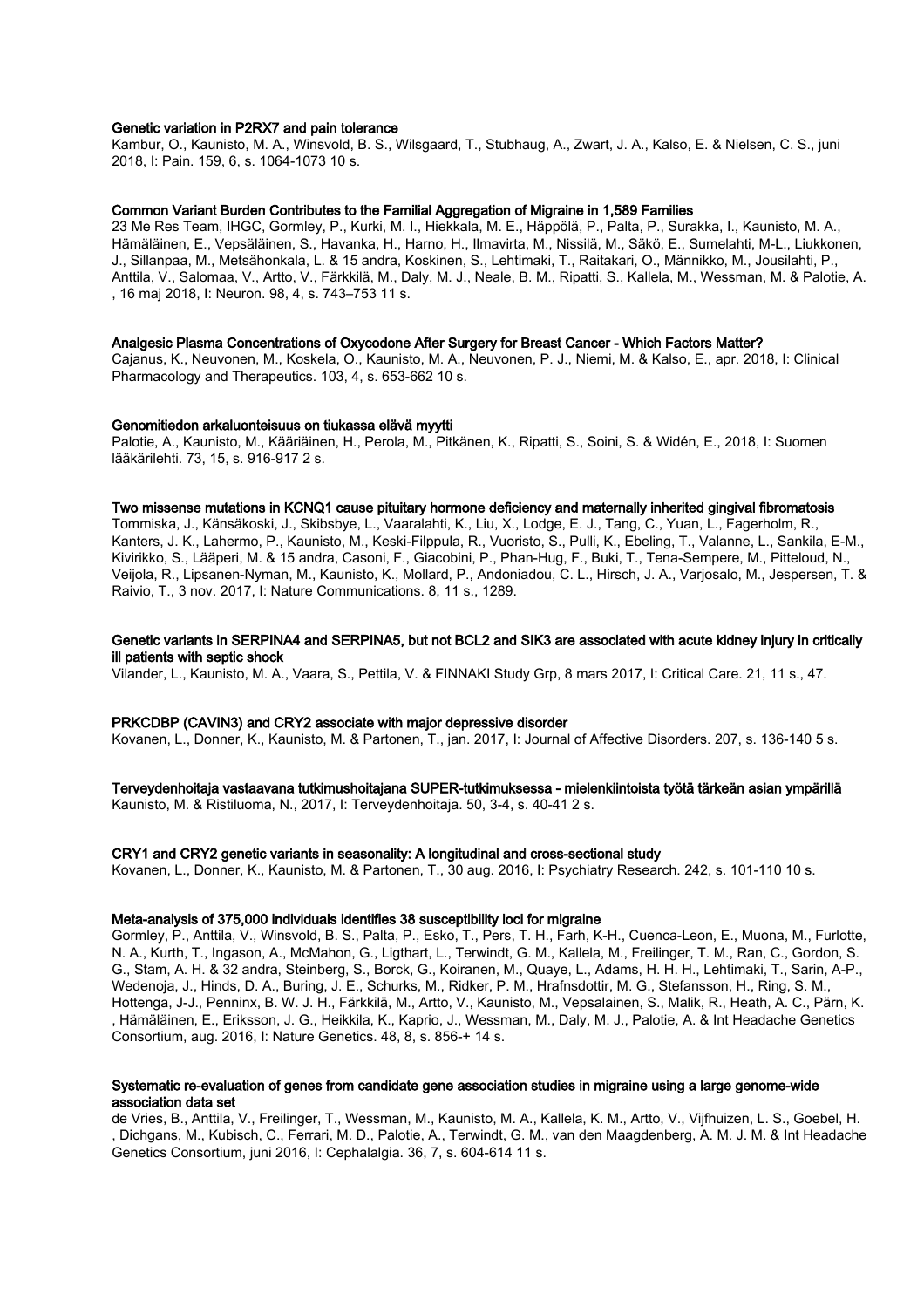**Genetic variation in P2RX7 and pain tolerance**

Kambur, O., Kaunisto, M. A., Winsvold, B. S., Wilsgaard, T., Stubhaug, A., Zwart, J. A., Kalso, E. & Nielsen, C. S., juni 2018, I: Pain. 159, 6, s. 1064-1073 10 s.

**Common Variant Burden Contributes to the Familial Aggregation of Migraine in 1,589 Families**

23 Me Res Team, IHGC, Gormley, P., Kurki, M. I., Hiekkala, M. E., Häppölä, P., Palta, P., Surakka, I., Kaunisto, M. A., Hämäläinen, E., Vepsäläinen, S., Havanka, H., Harno, H., Ilmavirta, M., Nissilä, M., Säkö, E., Sumelahti, M-L., Liukkonen, J., Sillanpaa, M., Metsähonkala, L. & 15 andra, Koskinen, S., Lehtimaki, T., Raitakari, O., Männikko, M., Jousilahti, P., Anttila, V., Salomaa, V., Artto, V., Färkkilä, M., Daly, M. J., Neale, B. M., Ripatti, S., Kallela, M., Wessman, M. & Palotie, A. , 16 maj 2018, I: Neuron. 98, 4, s. 743–753 11 s.

**Analgesic Plasma Concentrations of Oxycodone After Surgery for Breast Cancer - Which Factors Matter?**

Cajanus, K., Neuvonen, M., Koskela, O., Kaunisto, M. A., Neuvonen, P. J., Niemi, M. & Kalso, E., apr. 2018, I: Clinical Pharmacology and Therapeutics. 103, 4, s. 653-662 10 s.

**Genomitiedon arkaluonteisuus on tiukassa elävä myytti**

Palotie, A., Kaunisto, M., Kääriäinen, H., Perola, M., Pitkänen, K., Ripatti, S., Soini, S. & Widén, E., 2018, I: Suomen lääkärilehti. 73, 15, s. 916-917 2 s.

**Two missense mutations in KCNQ1 cause pituitary hormone deficiency and maternally inherited gingival fibromatosis**

Tommiska, J., Känsäkoski, J., Skibsbye, L., Vaaralahti, K., Liu, X., Lodge, E. J., Tang, C., Yuan, L., Fagerholm, R., Kanters, J. K., Lahermo, P., Kaunisto, M., Keski-Filppula, R., Vuoristo, S., Pulli, K., Ebeling, T., Valanne, L., Sankila, E-M., Kivirikko, S., Lääperi, M. & 15 andra, Casoni, F., Giacobini, P., Phan-Hug, F., Buki, T., Tena-Sempere, M., Pitteloud, N., Veijola, R., Lipsanen-Nyman, M., Kaunisto, K., Mollard, P., Andoniadou, C. L., Hirsch, J. A., Varjosalo, M., Jespersen, T. & Raivio, T., 3 nov. 2017, I: Nature Communications. 8, 11 s., 1289.

**Genetic variants in SERPINA4 and SERPINA5, but not BCL2 and SIK3 are associated with acute kidney injury in critically ill patients with septic shock**

Vilander, L., Kaunisto, M. A., Vaara, S., Pettila, V. & FINNAKI Study Grp, 8 mars 2017, I: Critical Care. 21, 11 s., 47.

**PRKCDBP (CAVIN3) and CRY2 associate with major depressive disorder**

Kovanen, L., Donner, K., Kaunisto, M. & Partonen, T., jan. 2017, I: Journal of Affective Disorders. 207, s. 136-140 5 s.

**Terveydenhoitaja vastaavana tutkimushoitajana SUPER-tutkimuksessa - mielenkiintoista työtä tärkeän asian ympärillä**

Kaunisto, M. & Ristiluoma, N., 2017, I: Terveydenhoitaja. 50, 3-4, s. 40-41 2 s.

**CRY1 and CRY2 genetic variants in seasonality: A longitudinal and cross-sectional study**

Kovanen, L., Donner, K., Kaunisto, M. & Partonen, T., 30 aug. 2016, I: Psychiatry Research. 242, s. 101-110 10 s.

**Meta-analysis of 375,000 individuals identifies 38 susceptibility loci for migraine**

Gormley, P., Anttila, V., Winsvold, B. S., Palta, P., Esko, T., Pers, T. H., Farh, K-H., Cuenca-Leon, E., Muona, M., Furlotte, N. A., Kurth, T., Ingason, A., McMahon, G., Ligthart, L., Terwindt, G. M., Kallela, M., Freilinger, T. M., Ran, C., Gordon, S. G., Stam, A. H. & 32 andra, Steinberg, S., Borck, G., Koiranen, M., Quaye, L., Adams, H. H. H., Lehtimaki, T., Sarin, A-P., Wedenoja, J., Hinds, D. A., Buring, J. E., Schurks, M., Ridker, P. M., Hrafnsdottir, M. G., Stefansson, H., Ring, S. M., Hottenga, J-J., Penninx, B. W. J. H., Färkkilä, M., Artto, V., Kaunisto, M., Vepsalainen, S., Malik, R., Heath, A. C., Pärn, K. , Hämäläinen, E., Eriksson, J. G., Heikkila, K., Kaprio, J., Wessman, M., Daly, M. J., Palotie, A. & Int Headache Genetics Consortium, aug. 2016, I: Nature Genetics. 48, 8, s. 856-+ 14 s.

**Systematic re-evaluation of genes from candidate gene association studies in migraine using a large genome-wide association data set**

de Vries, B., Anttila, V., Freilinger, T., Wessman, M., Kaunisto, M. A., Kallela, K. M., Artto, V., Vijfhuizen, L. S., Goebel, H. , Dichgans, M., Kubisch, C., Ferrari, M. D., Palotie, A., Terwindt, G. M., van den Maagdenberg, A. M. J. M. & Int Headache Genetics Consortium, juni 2016, I: Cephalalgia. 36, 7, s. 604-614 11 s.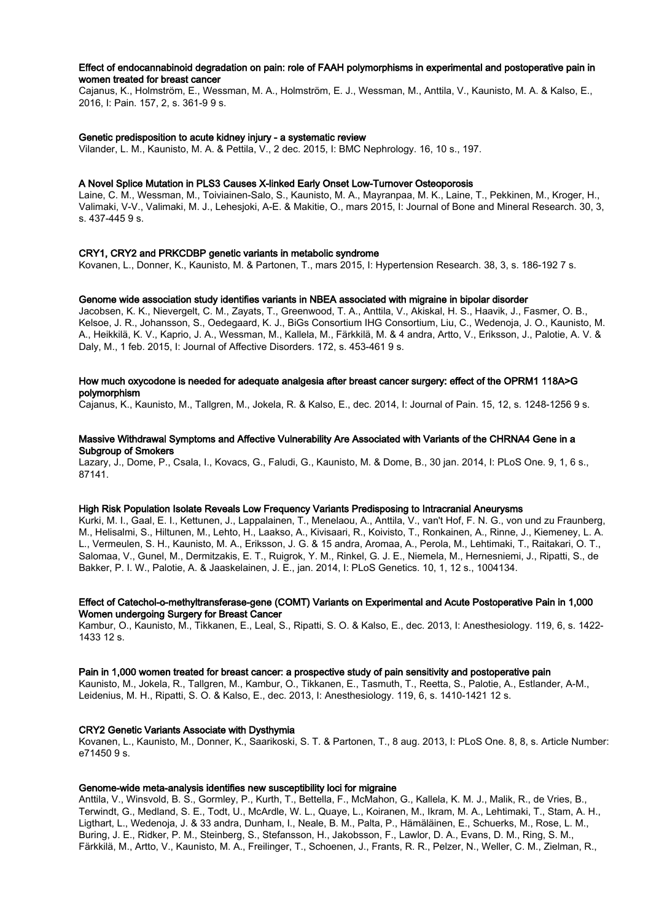**Effect of endocannabinoid degradation on pain: role of FAAH polymorphisms in experimental and postoperative pain in women treated for breast cancer**
Cajanus, K., Holmström, E., Wessman, M. A., Holmström, E. J., Wessman, M., Anttila, V., Kaunisto, M. A. & Kalso, E., 2016, I: Pain. 157, 2, s. 361-9 9 s.

**Genetic predisposition to acute kidney injury - a systematic review**
Vilander, L. M., Kaunisto, M. A. & Pettila, V., 2 dec. 2015, I: BMC Nephrology. 16, 10 s., 197.

**A Novel Splice Mutation in PLS3 Causes X-linked Early Onset Low-Turnover Osteoporosis**
Laine, C. M., Wessman, M., Toiviainen-Salo, S., Kaunisto, M. A., Mayranpaa, M. K., Laine, T., Pekkinen, M., Kroger, H., Valimaki, V-V., Valimaki, M. J., Lehesjoki, A-E. & Makitie, O., mars 2015, I: Journal of Bone and Mineral Research. 30, 3, s. 437-445 9 s.

**CRY1, CRY2 and PRKCDBP genetic variants in metabolic syndrome**
Kovanen, L., Donner, K., Kaunisto, M. & Partonen, T., mars 2015, I: Hypertension Research. 38, 3, s. 186-192 7 s.

**Genome wide association study identifies variants in NBEA associated with migraine in bipolar disorder**
Jacobsen, K. K., Nievergelt, C. M., Zayats, T., Greenwood, T. A., Anttila, V., Akiskal, H. S., Haavik, J., Fasmer, O. B., Kelsoe, J. R., Johansson, S., Oedegaard, K. J., BiGs Consortium IHG Consortium, Liu, C., Wedenoja, J. O., Kaunisto, M. A., Heikkilä, K. V., Kaprio, J. A., Wessman, M., Kallela, M., Färkkilä, M. & 4 andra, Artto, V., Eriksson, J., Palotie, A. V. & Daly, M., 1 feb. 2015, I: Journal of Affective Disorders. 172, s. 453-461 9 s.

**How much oxycodone is needed for adequate analgesia after breast cancer surgery: effect of the OPRM1 118A>G polymorphism**
Cajanus, K., Kaunisto, M., Tallgren, M., Jokela, R. & Kalso, E., dec. 2014, I: Journal of Pain. 15, 12, s. 1248-1256 9 s.

**Massive Withdrawal Symptoms and Affective Vulnerability Are Associated with Variants of the CHRNA4 Gene in a Subgroup of Smokers**
Lazary, J., Dome, P., Csala, I., Kovacs, G., Faludi, G., Kaunisto, M. & Dome, B., 30 jan. 2014, I: PLoS One. 9, 1, 6 s., 87141.

**High Risk Population Isolate Reveals Low Frequency Variants Predisposing to Intracranial Aneurysms**
Kurki, M. I., Gaal, E. I., Kettunen, J., Lappalainen, T., Menelaou, A., Anttila, V., van't Hof, F. N. G., von und zu Fraunberg, M., Helisalmi, S., Hiltunen, M., Lehto, H., Laakso, A., Kivisaari, R., Koivisto, T., Ronkainen, A., Rinne, J., Kiemeney, L. A. L., Vermeulen, S. H., Kaunisto, M. A., Eriksson, J. G. & 15 andra, Aromaa, A., Perola, M., Lehtimaki, T., Raitakari, O. T., Salomaa, V., Gunel, M., Dermitzakis, E. T., Ruigrok, Y. M., Rinkel, G. J. E., Niemela, M., Hernesniemi, J., Ripatti, S., de Bakker, P. I. W., Palotie, A. & Jaaskelainen, J. E., jan. 2014, I: PLoS Genetics. 10, 1, 12 s., 1004134.

**Effect of Catechol-o-methyltransferase-gene (COMT) Variants on Experimental and Acute Postoperative Pain in 1,000 Women undergoing Surgery for Breast Cancer**
Kambur, O., Kaunisto, M., Tikkanen, E., Leal, S., Ripatti, S. O. & Kalso, E., dec. 2013, I: Anesthesiology. 119, 6, s. 1422-1433 12 s.

**Pain in 1,000 women treated for breast cancer: a prospective study of pain sensitivity and postoperative pain**
Kaunisto, M., Jokela, R., Tallgren, M., Kambur, O., Tikkanen, E., Tasmuth, T., Reetta, S., Palotie, A., Estlander, A-M., Leidenius, M. H., Ripatti, S. O. & Kalso, E., dec. 2013, I: Anesthesiology. 119, 6, s. 1410-1421 12 s.

**CRY2 Genetic Variants Associate with Dysthymia**
Kovanen, L., Kaunisto, M., Donner, K., Saarikoski, S. T. & Partonen, T., 8 aug. 2013, I: PLoS One. 8, 8, s. Article Number: e71450 9 s.

**Genome-wide meta-analysis identifies new susceptibility loci for migraine**
Anttila, V., Winsvold, B. S., Gormley, P., Kurth, T., Bettella, F., McMahon, G., Kallela, K. M. J., Malik, R., de Vries, B., Terwindt, G., Medland, S. E., Todt, U., McArdle, W. L., Quaye, L., Koiranen, M., Ikram, M. A., Lehtimaki, T., Stam, A. H., Ligthart, L., Wedenoja, J. & 33 andra, Dunham, I., Neale, B. M., Palta, P., Hämäläinen, E., Schuerks, M., Rose, L. M., Buring, J. E., Ridker, P. M., Steinberg, S., Stefansson, H., Jakobsson, F., Lawlor, D. A., Evans, D. M., Ring, S. M., Färkkilä, M., Artto, V., Kaunisto, M. A., Freilinger, T., Schoenen, J., Frants, R. R., Pelzer, N., Weller, C. M., Zielman, R.,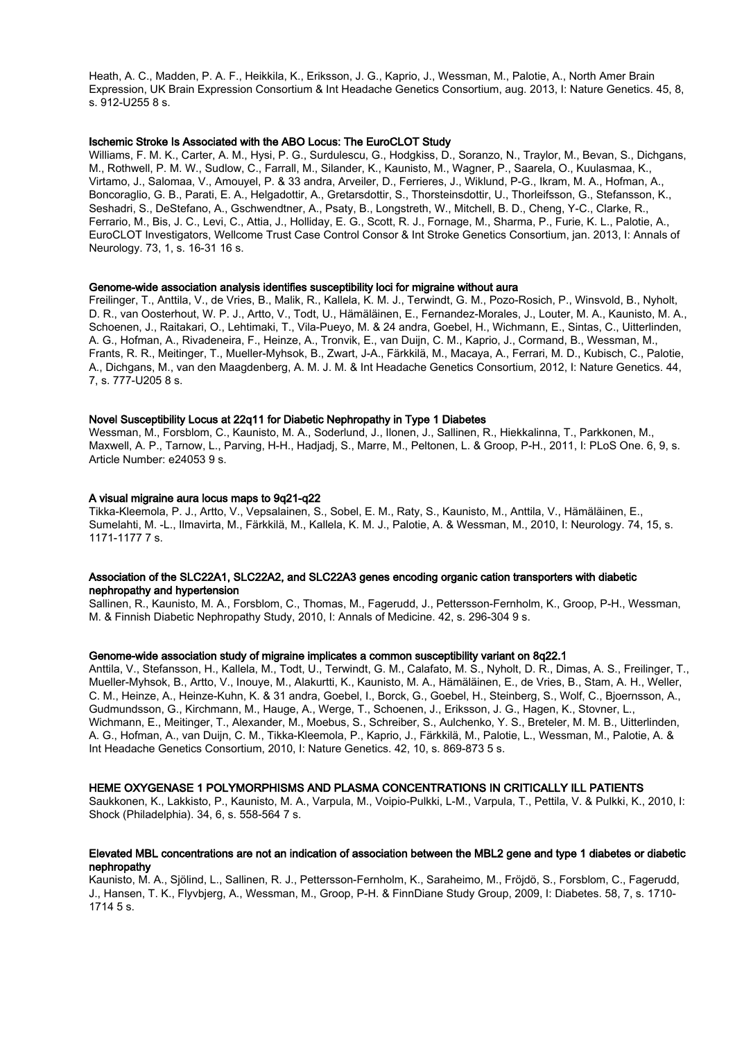Heath, A. C., Madden, P. A. F., Heikkila, K., Eriksson, J. G., Kaprio, J., Wessman, M., Palotie, A., North Amer Brain Expression, UK Brain Expression Consortium & Int Headache Genetics Consortium, aug. 2013, I: Nature Genetics. 45, 8, s. 912-U255 8 s.

**Ischemic Stroke Is Associated with the ABO Locus: The EuroCLOT Study**

Williams, F. M. K., Carter, A. M., Hysi, P. G., Surdulescu, G., Hodgkiss, D., Soranzo, N., Traylor, M., Bevan, S., Dichgans, M., Rothwell, P. M. W., Sudlow, C., Farrall, M., Silander, K., Kaunisto, M., Wagner, P., Saarela, O., Kuulasmaa, K., Virtamo, J., Salomaa, V., Amouyel, P. & 33 andra, Arveiler, D., Ferrieres, J., Wiklund, P-G., Ikram, M. A., Hofman, A., Boncoraglio, G. B., Parati, E. A., Helgadottir, A., Gretarsdottir, S., Thorsteinsdottir, U., Thorleifsson, G., Stefansson, K., Seshadri, S., DeStefano, A., Gschwendtner, A., Psaty, B., Longstreth, W., Mitchell, B. D., Cheng, Y-C., Clarke, R., Ferrario, M., Bis, J. C., Levi, C., Attia, J., Holliday, E. G., Scott, R. J., Fornage, M., Sharma, P., Furie, K. L., Palotie, A., EuroCLOT Investigators, Wellcome Trust Case Control Consor & Int Stroke Genetics Consortium, jan. 2013, I: Annals of Neurology. 73, 1, s. 16-31 16 s.

**Genome-wide association analysis identifies susceptibility loci for migraine without aura**

Freilinger, T., Anttila, V., de Vries, B., Malik, R., Kallela, K. M. J., Terwindt, G. M., Pozo-Rosich, P., Winsvold, B., Nyholt, D. R., van Oosterhout, W. P. J., Artto, V., Todt, U., Hämäläinen, E., Fernandez-Morales, J., Louter, M. A., Kaunisto, M. A., Schoenen, J., Raitakari, O., Lehtimaki, T., Vila-Pueyo, M. & 24 andra, Goebel, H., Wichmann, E., Sintas, C., Uitterlinden, A. G., Hofman, A., Rivadeneira, F., Heinze, A., Tronvik, E., van Duijn, C. M., Kaprio, J., Cormand, B., Wessman, M., Frants, R. R., Meitinger, T., Mueller-Myhsok, B., Zwart, J-A., Färkkilä, M., Macaya, A., Ferrari, M. D., Kubisch, C., Palotie, A., Dichgans, M., van den Maagdenberg, A. M. J. M. & Int Headache Genetics Consortium, 2012, I: Nature Genetics. 44, 7, s. 777-U205 8 s.

**Novel Susceptibility Locus at 22q11 for Diabetic Nephropathy in Type 1 Diabetes**

Wessman, M., Forsblom, C., Kaunisto, M. A., Soderlund, J., Ilonen, J., Sallinen, R., Hiekkalinna, T., Parkkonen, M., Maxwell, A. P., Tarnow, L., Parving, H-H., Hadjadj, S., Marre, M., Peltonen, L. & Groop, P-H., 2011, I: PLoS One. 6, 9, s. Article Number: e24053 9 s.

**A visual migraine aura locus maps to 9q21-q22**

Tikka-Kleemola, P. J., Artto, V., Vepsalainen, S., Sobel, E. M., Raty, S., Kaunisto, M., Anttila, V., Hämäläinen, E., Sumelahti, M. -L., Ilmavirta, M., Färkkilä, M., Kallela, K. M. J., Palotie, A. & Wessman, M., 2010, I: Neurology. 74, 15, s. 1171-1177 7 s.

**Association of the SLC22A1, SLC22A2, and SLC22A3 genes encoding organic cation transporters with diabetic nephropathy and hypertension**

Sallinen, R., Kaunisto, M. A., Forsblom, C., Thomas, M., Fagerudd, J., Pettersson-Fernholm, K., Groop, P-H., Wessman, M. & Finnish Diabetic Nephropathy Study, 2010, I: Annals of Medicine. 42, s. 296-304 9 s.

**Genome-wide association study of migraine implicates a common susceptibility variant on 8q22.1**

Anttila, V., Stefansson, H., Kallela, M., Todt, U., Terwindt, G. M., Calafato, M. S., Nyholt, D. R., Dimas, A. S., Freilinger, T., Mueller-Myhsok, B., Artto, V., Inouye, M., Alakurtti, K., Kaunisto, M. A., Hämäläinen, E., de Vries, B., Stam, A. H., Weller, C. M., Heinze, A., Heinze-Kuhn, K. & 31 andra, Goebel, I., Borck, G., Goebel, H., Steinberg, S., Wolf, C., Bjoernsson, A., Gudmundsson, G., Kirchmann, M., Hauge, A., Werge, T., Schoenen, J., Eriksson, J. G., Hagen, K., Stovner, L., Wichmann, E., Meitinger, T., Alexander, M., Moebus, S., Schreiber, S., Aulchenko, Y. S., Breteler, M. M. B., Uitterlinden, A. G., Hofman, A., van Duijn, C. M., Tikka-Kleemola, P., Kaprio, J., Färkkilä, M., Palotie, L., Wessman, M., Palotie, A. & Int Headache Genetics Consortium, 2010, I: Nature Genetics. 42, 10, s. 869-873 5 s.

**HEME OXYGENASE 1 POLYMORPHISMS AND PLASMA CONCENTRATIONS IN CRITICALLY ILL PATIENTS**

Saukkonen, K., Lakkisto, P., Kaunisto, M. A., Varpula, M., Voipio-Pulkki, L-M., Varpula, T., Pettila, V. & Pulkki, K., 2010, I: Shock (Philadelphia). 34, 6, s. 558-564 7 s.

**Elevated MBL concentrations are not an indication of association between the MBL2 gene and type 1 diabetes or diabetic nephropathy**

Kaunisto, M. A., Sjölind, L., Sallinen, R. J., Pettersson-Fernholm, K., Saraheimo, M., Fröjdö, S., Forsblom, C., Fagerudd, J., Hansen, T. K., Flyvbjerg, A., Wessman, M., Groop, P-H. & FinnDiane Study Group, 2009, I: Diabetes. 58, 7, s. 1710-1714 5 s.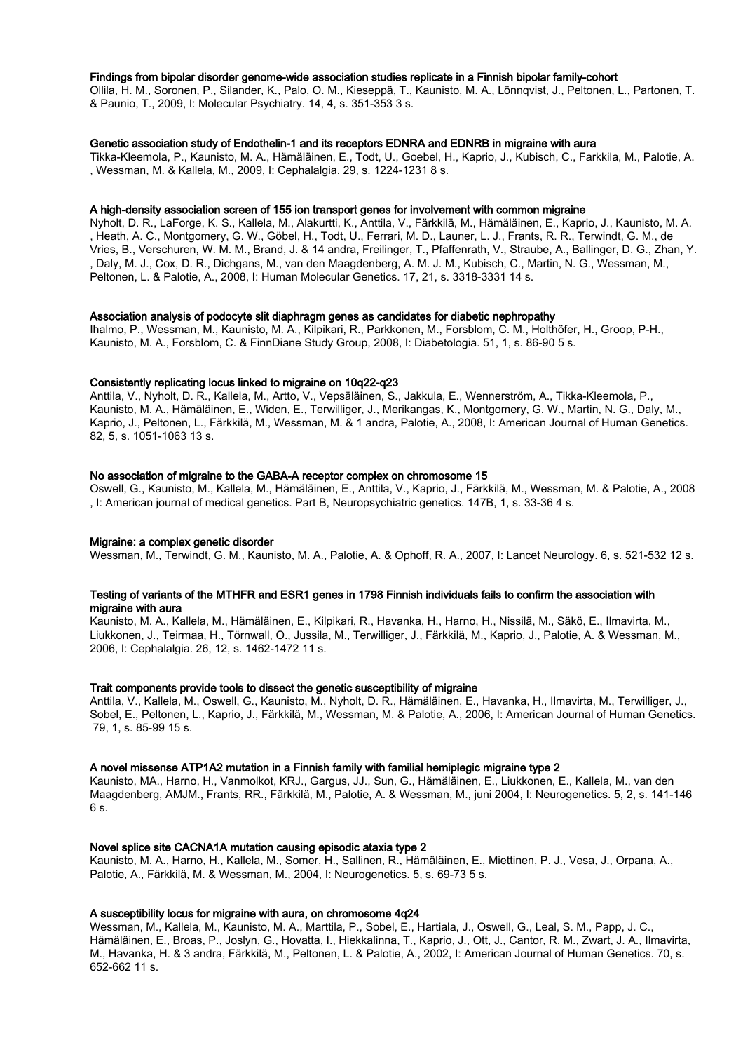**Findings from bipolar disorder genome-wide association studies replicate in a Finnish bipolar family-cohort**
Ollila, H. M., Soronen, P., Silander, K., Palo, O. M., Kieseppä, T., Kaunisto, M. A., Lönnqvist, J., Peltonen, L., Partonen, T. & Paunio, T., 2009, I: Molecular Psychiatry. 14, 4, s. 351-353 3 s.

**Genetic association study of Endothelin-1 and its receptors EDNRA and EDNRB in migraine with aura**
Tikka-Kleemola, P., Kaunisto, M. A., Hämäläinen, E., Todt, U., Goebel, H., Kaprio, J., Kubisch, C., Farkkila, M., Palotie, A. , Wessman, M. & Kallela, M., 2009, I: Cephalalgia. 29, s. 1224-1231 8 s.

**A high-density association screen of 155 ion transport genes for involvement with common migraine**
Nyholt, D. R., LaForge, K. S., Kallela, M., Alakurtti, K., Anttila, V., Färkkilä, M., Hämäläinen, E., Kaprio, J., Kaunisto, M. A. , Heath, A. C., Montgomery, G. W., Göbel, H., Todt, U., Ferrari, M. D., Launer, L. J., Frants, R. R., Terwindt, G. M., de Vries, B., Verschuren, W. M. M., Brand, J. & 14 andra, Freilinger, T., Pfaffenrath, V., Straube, A., Ballinger, D. G., Zhan, Y. , Daly, M. J., Cox, D. R., Dichgans, M., van den Maagdenberg, A. M. J. M., Kubisch, C., Martin, N. G., Wessman, M., Peltonen, L. & Palotie, A., 2008, I: Human Molecular Genetics. 17, 21, s. 3318-3331 14 s.

**Association analysis of podocyte slit diaphragm genes as candidates for diabetic nephropathy**
Ihalmo, P., Wessman, M., Kaunisto, M. A., Kilpikari, R., Parkkonen, M., Forsblom, C. M., Holthöfer, H., Groop, P-H., Kaunisto, M. A., Forsblom, C. & FinnDiane Study Group, 2008, I: Diabetologia. 51, 1, s. 86-90 5 s.

**Consistently replicating locus linked to migraine on 10q22-q23**
Anttila, V., Nyholt, D. R., Kallela, M., Artto, V., Vepsäläinen, S., Jakkula, E., Wennerström, A., Tikka-Kleemola, P., Kaunisto, M. A., Hämäläinen, E., Widen, E., Terwilliger, J., Merikangas, K., Montgomery, G. W., Martin, N. G., Daly, M., Kaprio, J., Peltonen, L., Färkkilä, M., Wessman, M. & 1 andra, Palotie, A., 2008, I: American Journal of Human Genetics. 82, 5, s. 1051-1063 13 s.

**No association of migraine to the GABA-A receptor complex on chromosome 15**
Oswell, G., Kaunisto, M., Kallela, M., Hämäläinen, E., Anttila, V., Kaprio, J., Färkkilä, M., Wessman, M. & Palotie, A., 2008 , I: American journal of medical genetics. Part B, Neuropsychiatric genetics. 147B, 1, s. 33-36 4 s.

**Migraine: a complex genetic disorder**
Wessman, M., Terwindt, G. M., Kaunisto, M. A., Palotie, A. & Ophoff, R. A., 2007, I: Lancet Neurology. 6, s. 521-532 12 s.

**Testing of variants of the MTHFR and ESR1 genes in 1798 Finnish individuals fails to confirm the association with migraine with aura**
Kaunisto, M. A., Kallela, M., Hämäläinen, E., Kilpikari, R., Havanka, H., Harno, H., Nissilä, M., Säkö, E., Ilmavirta, M., Liukkonen, J., Teirmaa, H., Törnwall, O., Jussila, M., Terwilliger, J., Färkkilä, M., Kaprio, J., Palotie, A. & Wessman, M., 2006, I: Cephalalgia. 26, 12, s. 1462-1472 11 s.

**Trait components provide tools to dissect the genetic susceptibility of migraine**
Anttila, V., Kallela, M., Oswell, G., Kaunisto, M., Nyholt, D. R., Hämäläinen, E., Havanka, H., Ilmavirta, M., Terwilliger, J., Sobel, E., Peltonen, L., Kaprio, J., Färkkilä, M., Wessman, M. & Palotie, A., 2006, I: American Journal of Human Genetics. 79, 1, s. 85-99 15 s.

**A novel missense ATP1A2 mutation in a Finnish family with familial hemiplegic migraine type 2**
Kaunisto, MA., Harno, H., Vanmolkot, KRJ., Gargus, JJ., Sun, G., Hämäläinen, E., Liukkonen, E., Kallela, M., van den Maagdenberg, AMJM., Frants, RR., Färkkilä, M., Palotie, A. & Wessman, M., juni 2004, I: Neurogenetics. 5, 2, s. 141-146 6 s.

**Novel splice site CACNA1A mutation causing episodic ataxia type 2**
Kaunisto, M. A., Harno, H., Kallela, M., Somer, H., Sallinen, R., Hämäläinen, E., Miettinen, P. J., Vesa, J., Orpana, A., Palotie, A., Färkkilä, M. & Wessman, M., 2004, I: Neurogenetics. 5, s. 69-73 5 s.

**A susceptibility locus for migraine with aura, on chromosome 4q24**
Wessman, M., Kallela, M., Kaunisto, M. A., Marttila, P., Sobel, E., Hartiala, J., Oswell, G., Leal, S. M., Papp, J. C., Hämäläinen, E., Broas, P., Joslyn, G., Hovatta, I., Hiekkalinna, T., Kaprio, J., Ott, J., Cantor, R. M., Zwart, J. A., Ilmavirta, M., Havanka, H. & 3 andra, Färkkilä, M., Peltonen, L. & Palotie, A., 2002, I: American Journal of Human Genetics. 70, s. 652-662 11 s.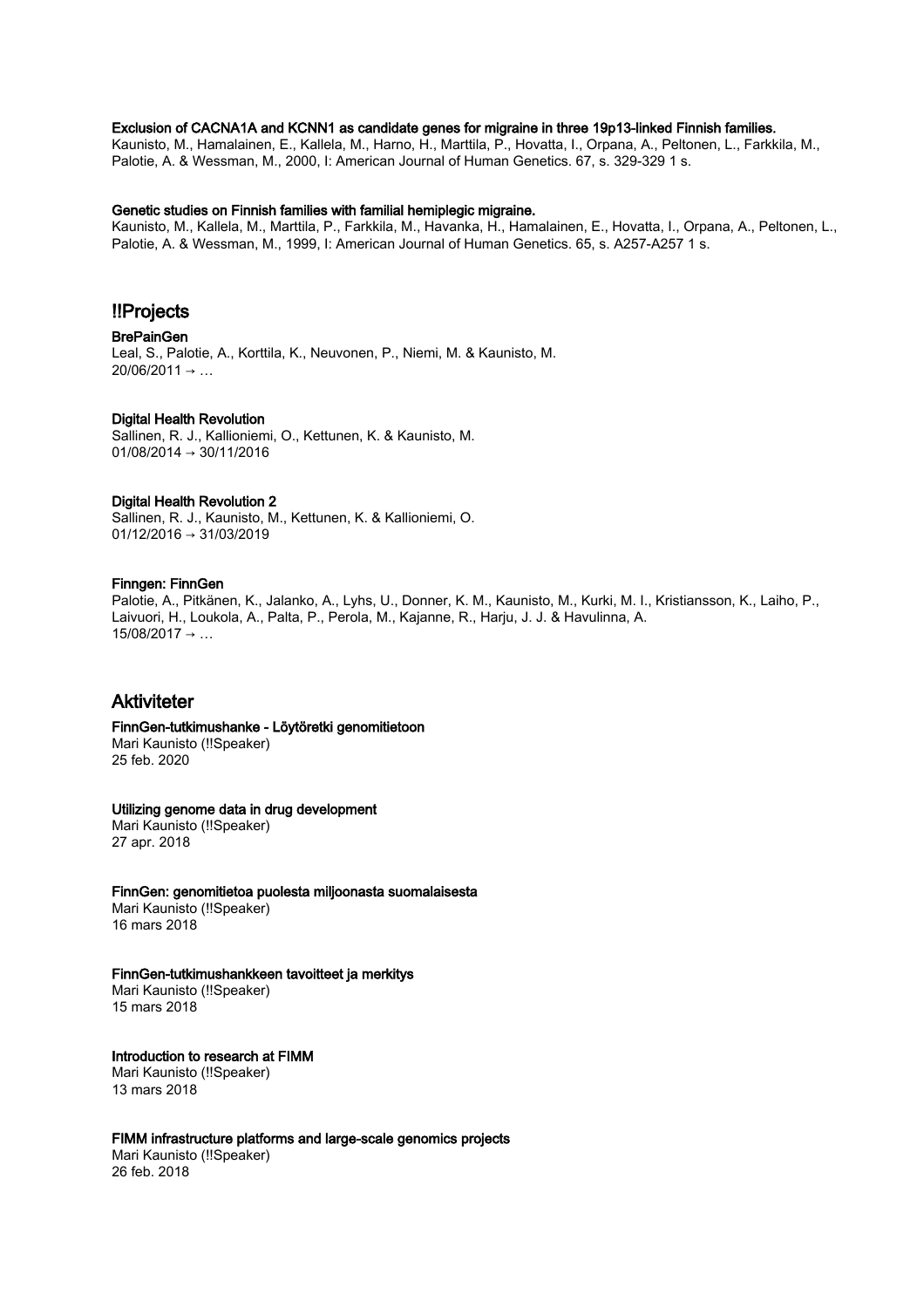**Exclusion of CACNA1A and KCNN1 as candidate genes for migraine in three 19p13-linked Finnish families.**
Kaunisto, M., Hamalainen, E., Kallela, M., Harno, H., Marttila, P., Hovatta, I., Orpana, A., Peltonen, L., Farkkila, M., Palotie, A. & Wessman, M., 2000, I: American Journal of Human Genetics. 67, s. 329-329 1 s.

**Genetic studies on Finnish families with familial hemiplegic migraine.**
Kaunisto, M., Kallela, M., Marttila, P., Farkkila, M., Havanka, H., Hamalainen, E., Hovatta, I., Orpana, A., Peltonen, L., Palotie, A. & Wessman, M., 1999, I: American Journal of Human Genetics. 65, s. A257-A257 1 s.

## !!Projects

**BrePainGen**
Leal, S., Palotie, A., Korttila, K., Neuvonen, P., Niemi, M. & Kaunisto, M.
20/06/2011 → …

**Digital Health Revolution**
Sallinen, R. J., Kallioniemi, O., Kettunen, K. & Kaunisto, M.
01/08/2014 → 30/11/2016

**Digital Health Revolution 2**
Sallinen, R. J., Kaunisto, M., Kettunen, K. & Kallioniemi, O.
01/12/2016 → 31/03/2019

**Finngen: FinnGen**
Palotie, A., Pitkänen, K., Jalanko, A., Lyhs, U., Donner, K. M., Kaunisto, M., Kurki, M. I., Kristiansson, K., Laiho, P., Laivuori, H., Loukola, A., Palta, P., Perola, M., Kajanne, R., Harju, J. J. & Havulinna, A.
15/08/2017 → …

## Aktiviteter

**FinnGen-tutkimushanke - Löytöretki genomitietoon**
Mari Kaunisto (!!Speaker)
25 feb. 2020

**Utilizing genome data in drug development**
Mari Kaunisto (!!Speaker)
27 apr. 2018

**FinnGen: genomitietoa puolesta miljoonasta suomalaisesta**
Mari Kaunisto (!!Speaker)
16 mars 2018

**FinnGen-tutkimushankkeen tavoitteet ja merkitys**
Mari Kaunisto (!!Speaker)
15 mars 2018

**Introduction to research at FIMM**
Mari Kaunisto (!!Speaker)
13 mars 2018

**FIMM infrastructure platforms and large-scale genomics projects**
Mari Kaunisto (!!Speaker)
26 feb. 2018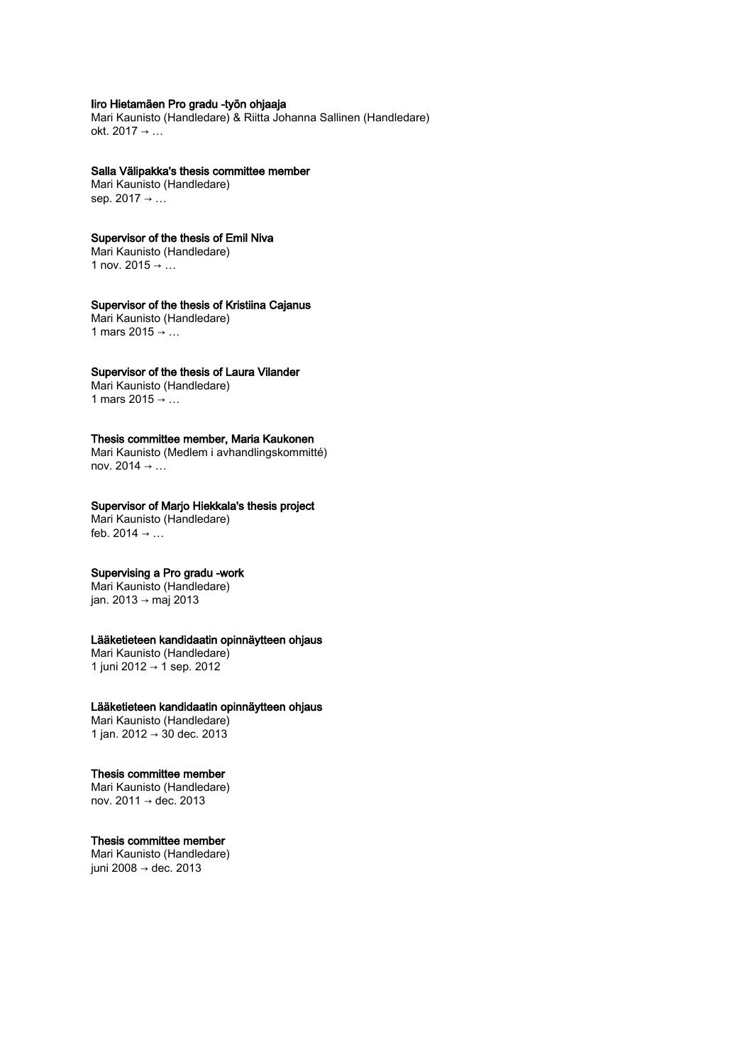**Iiro Hietamäen Pro gradu -työn ohjaaja**
Mari Kaunisto (Handledare) & Riitta Johanna Sallinen (Handledare)
okt. 2017 → …

**Salla Välipakka's thesis committee member**
Mari Kaunisto (Handledare)
sep. 2017 → …

**Supervisor of the thesis of Emil Niva**
Mari Kaunisto (Handledare)
1 nov. 2015 → …

**Supervisor of the thesis of Kristiina Cajanus**
Mari Kaunisto (Handledare)
1 mars 2015 → …

**Supervisor of the thesis of Laura Vilander**
Mari Kaunisto (Handledare)
1 mars 2015 → …

**Thesis committee member, Maria Kaukonen**
Mari Kaunisto (Medlem i avhandlingskommitté)
nov. 2014 → …

**Supervisor of Marjo Hiekkala's thesis project**
Mari Kaunisto (Handledare)
feb. 2014 → …

**Supervising a Pro gradu -work**
Mari Kaunisto (Handledare)
jan. 2013 → maj 2013

**Lääketieteen kandidaatin opinnäytteen ohjaus**
Mari Kaunisto (Handledare)
1 juni 2012 → 1 sep. 2012

**Lääketieteen kandidaatin opinnäytteen ohjaus**
Mari Kaunisto (Handledare)
1 jan. 2012 → 30 dec. 2013

**Thesis committee member**
Mari Kaunisto (Handledare)
nov. 2011 → dec. 2013

**Thesis committee member**
Mari Kaunisto (Handledare)
juni 2008 → dec. 2013